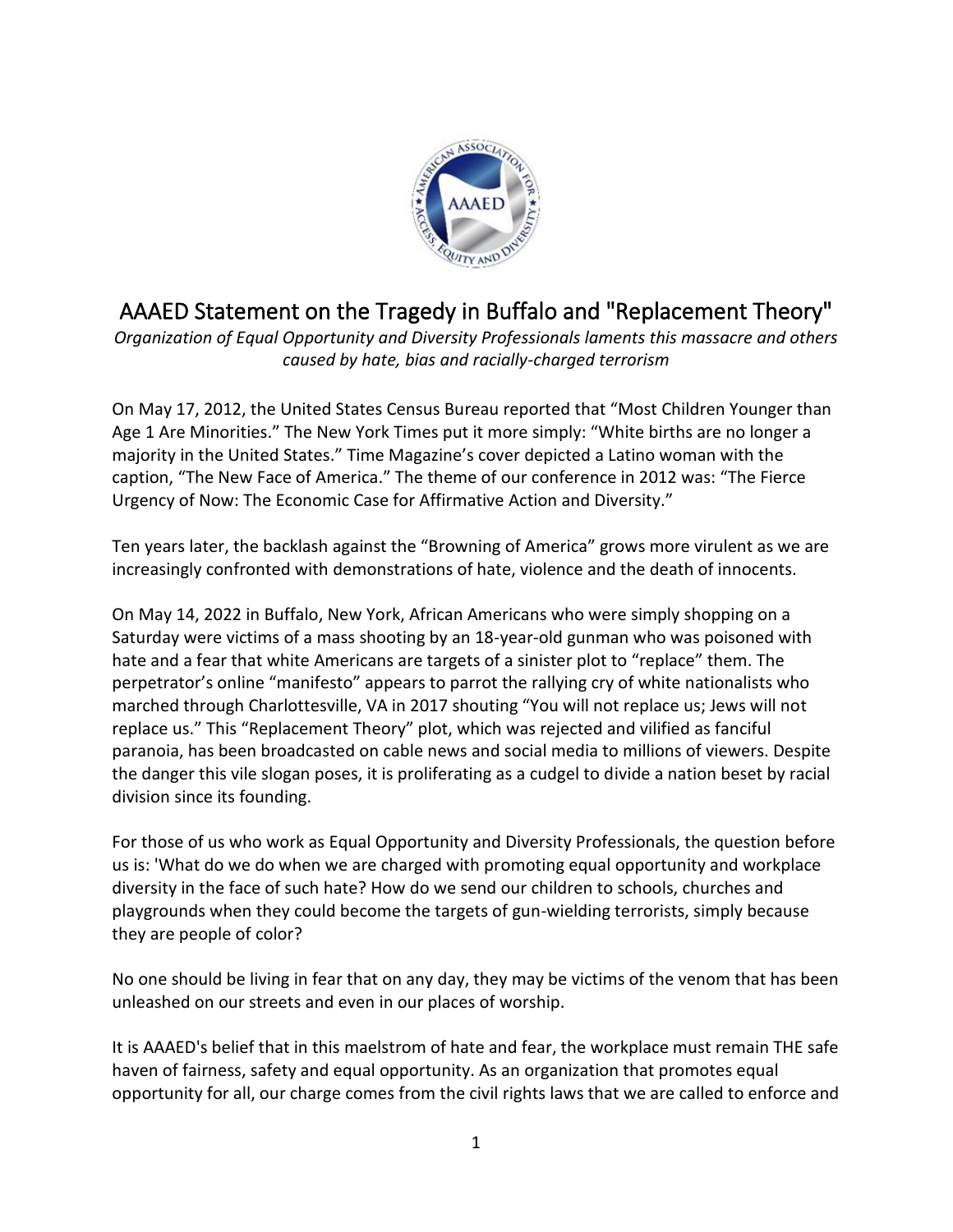# AAAED Statement on the Tragedy in Buffalo and "Replacement Theory"

*Organization of Equal Opportunity and Diversity Professionals laments this massacre and others caused by hate, bias and racially-charged terrorism*

On May 17, 2012, the United States Census Bureau reported that "Most Children Younger than Age 1 Are Minorities." The New York Times put it more simply: "White births are no longer a majority in the United States." Time Magazine's cover depicted a Latino woman with the caption, "The New Face of America." The theme of our conference in 2012 was: "The Fierce Urgency of Now: The Economic Case for Affirmative Action and Diversity."

Ten years later, the backlash against the "Browning of America" grows more virulent as we are increasingly confronted with demonstrations of hate, violence and the death of innocents.

On May 14, 2022 in Buffalo, New York, African Americans who were simply shopping on a Saturday were victims of a mass shooting by an 18-year-old gunman who was poisoned with hate and a fear that white Americans are targets of a sinister plot to "replace" them. The perpetrator's online "manifesto" appears to parrot the rallying cry of white nationalists who marched through Charlottesville, VA in 2017 shouting "You will not replace us; Jews will not replace us." This "Replacement Theory" plot, which was rejected and vilified as fanciful paranoia, has been broadcasted on cable news and social media to millions of viewers. Despite the danger this vile slogan poses, it is proliferating as a cudgel to divide a nation beset by racial division since its founding.

For those of us who work as Equal Opportunity and Diversity Professionals, the question before us is: 'What do we do when we are charged with promoting equal opportunity and workplace diversity in the face of such hate? How do we send our children to schools, churches and playgrounds when they could become the targets of gun-wielding terrorists, simply because they are people of color?

No one should be living in fear that on any day, they may be victims of the venom that has been unleashed on our streets and even in our places of worship.

It is AAAED's belief that in this maelstrom of hate and fear, the workplace must remain THE safe haven of fairness, safety and equal opportunity. As an organization that promotes equal opportunity for all, our charge comes from the civil rights laws that we are called to enforce and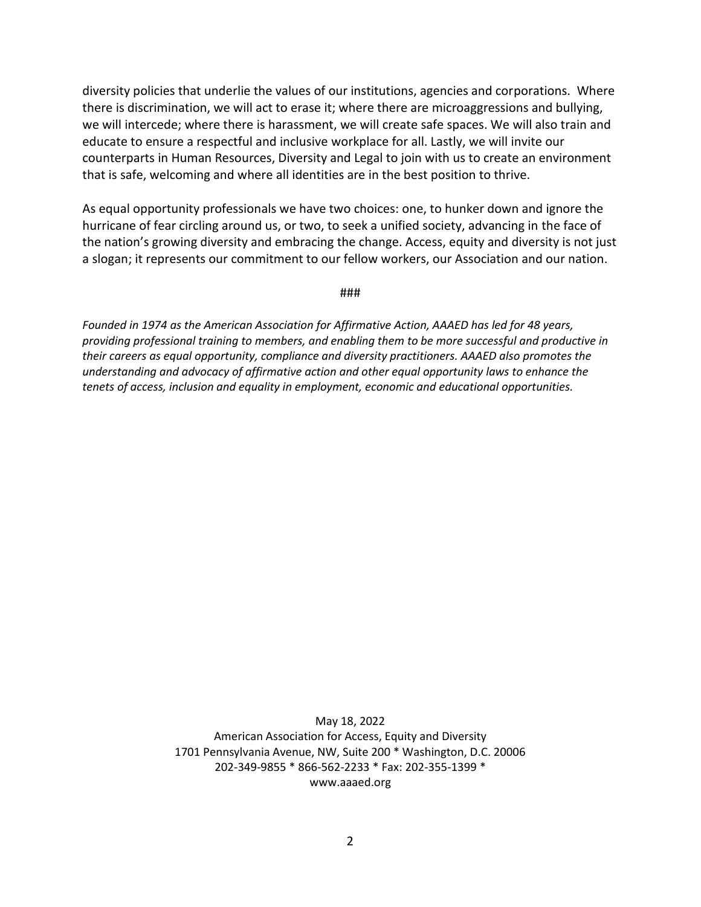diversity policies that underlie the values of our institutions, agencies and corporations. Where there is discrimination, we will act to erase it; where there are microaggressions and bullying, we will intercede; where there is harassment, we will create safe spaces. We will also train and educate to ensure a respectful and inclusive workplace for all. Lastly, we will invite our counterparts in Human Resources, Diversity and Legal to join with us to create an environment that is safe, welcoming and where all identities are in the best position to thrive.

As equal opportunity professionals we have two choices: one, to hunker down and ignore the hurricane of fear circling around us, or two, to seek a unified society, advancing in the face of the nation's growing diversity and embracing the change. Access, equity and diversity is not just a slogan; it represents our commitment to our fellow workers, our Association and our nation.

###

*Founded in 1974 as the American Association for Affirmative Action, AAAED has led for 48 years, providing professional training to members, and enabling them to be more successful and productive in their careers as equal opportunity, compliance and diversity practitioners. AAAED also promotes the understanding and advocacy of affirmative action and other equal opportunity laws to enhance the tenets of access, inclusion and equality in employment, economic and educational opportunities.*

May 18, 2022
American Association for Access, Equity and Diversity
1701 Pennsylvania Avenue, NW, Suite 200 * Washington, D.C. 20006
202-349-9855 * 866-562-2233 * Fax: 202-355-1399 *
www.aaaed.org